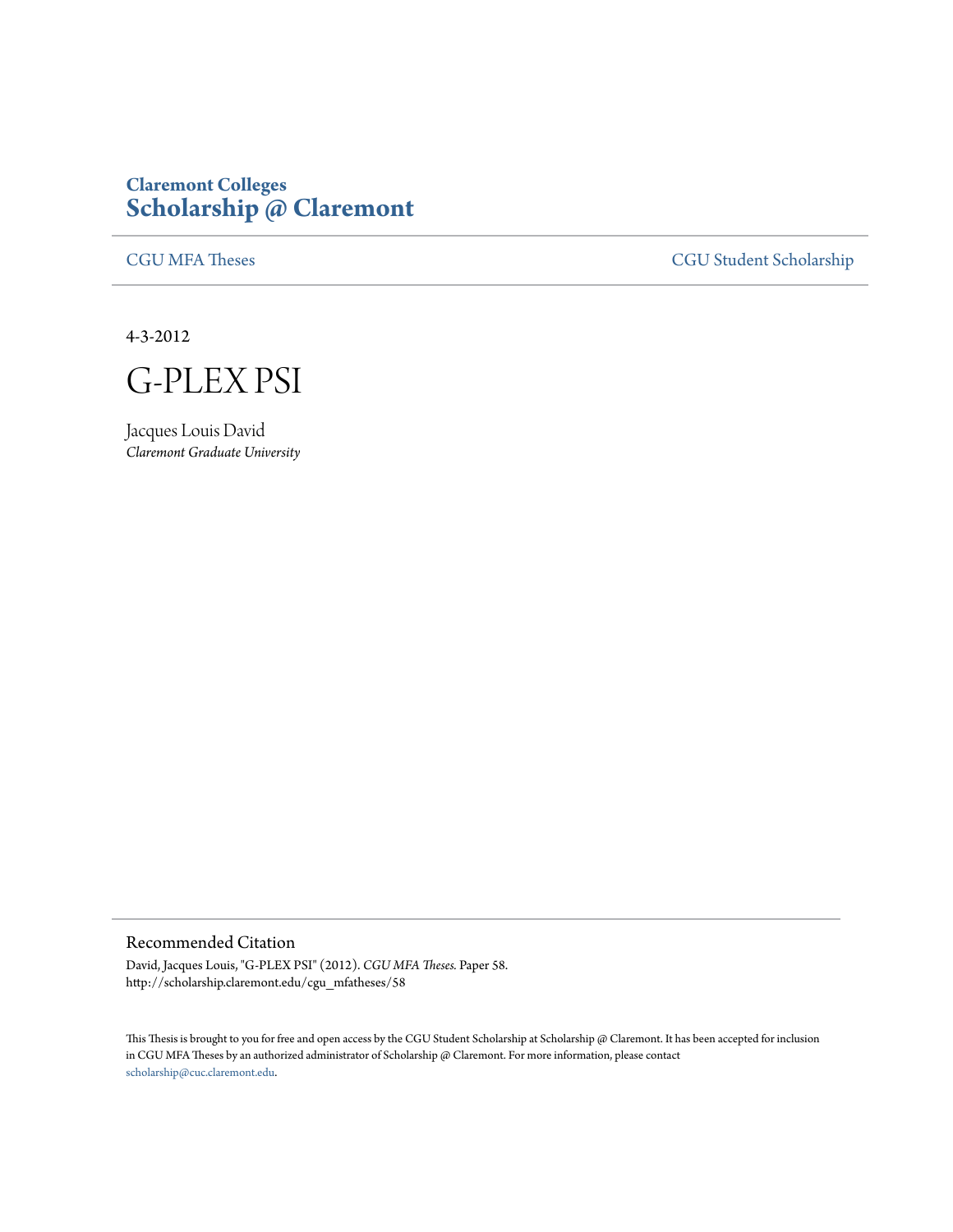**Claremont Colleges**
# Scholarship @ Claremont

CGU MFA Theses | CGU Student Scholarship

4-3-2012

# G-PLEX PSI

Jacques Louis David
*Claremont Graduate University*

## Recommended Citation

David, Jacques Louis, "G-PLEX PSI" (2012). *CGU MFA Theses.* Paper 58.
http://scholarship.claremont.edu/cgu_mfatheses/58

This Thesis is brought to you for free and open access by the CGU Student Scholarship at Scholarship @ Claremont. It has been accepted for inclusion in CGU MFA Theses by an authorized administrator of Scholarship @ Claremont. For more information, please contact scholarship@cuc.claremont.edu.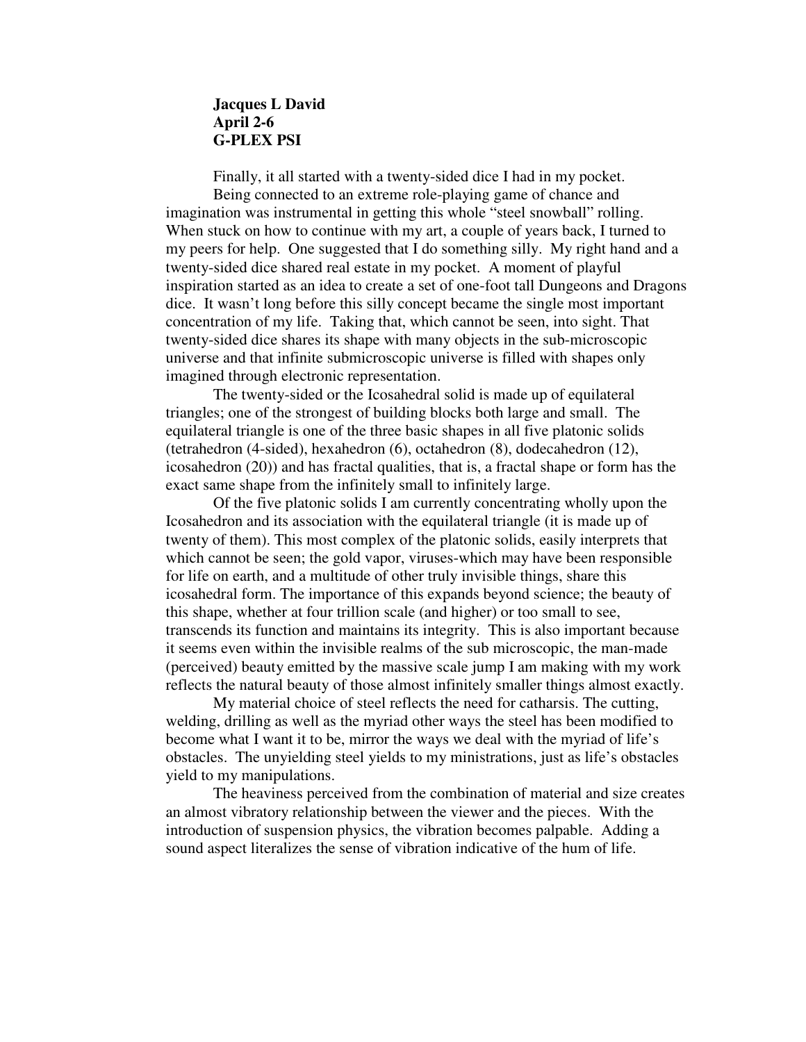**Jacques L David**  
**April 2-6**  
**G-PLEX PSI**

Finally, it all started with a twenty-sided dice I had in my pocket.

Being connected to an extreme role-playing game of chance and imagination was instrumental in getting this whole "steel snowball" rolling. When stuck on how to continue with my art, a couple of years back, I turned to my peers for help. One suggested that I do something silly. My right hand and a twenty-sided dice shared real estate in my pocket. A moment of playful inspiration started as an idea to create a set of one-foot tall Dungeons and Dragons dice. It wasn't long before this silly concept became the single most important concentration of my life. Taking that, which cannot be seen, into sight. That twenty-sided dice shares its shape with many objects in the sub-microscopic universe and that infinite submicroscopic universe is filled with shapes only imagined through electronic representation.

The twenty-sided or the Icosahedral solid is made up of equilateral triangles; one of the strongest of building blocks both large and small. The equilateral triangle is one of the three basic shapes in all five platonic solids (tetrahedron (4-sided), hexahedron (6), octahedron (8), dodecahedron (12), icosahedron (20)) and has fractal qualities, that is, a fractal shape or form has the exact same shape from the infinitely small to infinitely large.

Of the five platonic solids I am currently concentrating wholly upon the Icosahedron and its association with the equilateral triangle (it is made up of twenty of them). This most complex of the platonic solids, easily interprets that which cannot be seen; the gold vapor, viruses-which may have been responsible for life on earth, and a multitude of other truly invisible things, share this icosahedral form. The importance of this expands beyond science; the beauty of this shape, whether at four trillion scale (and higher) or too small to see, transcends its function and maintains its integrity. This is also important because it seems even within the invisible realms of the sub microscopic, the man-made (perceived) beauty emitted by the massive scale jump I am making with my work reflects the natural beauty of those almost infinitely smaller things almost exactly.

My material choice of steel reflects the need for catharsis. The cutting, welding, drilling as well as the myriad other ways the steel has been modified to become what I want it to be, mirror the ways we deal with the myriad of life's obstacles. The unyielding steel yields to my ministrations, just as life's obstacles yield to my manipulations.

The heaviness perceived from the combination of material and size creates an almost vibratory relationship between the viewer and the pieces. With the introduction of suspension physics, the vibration becomes palpable. Adding a sound aspect literalizes the sense of vibration indicative of the hum of life.